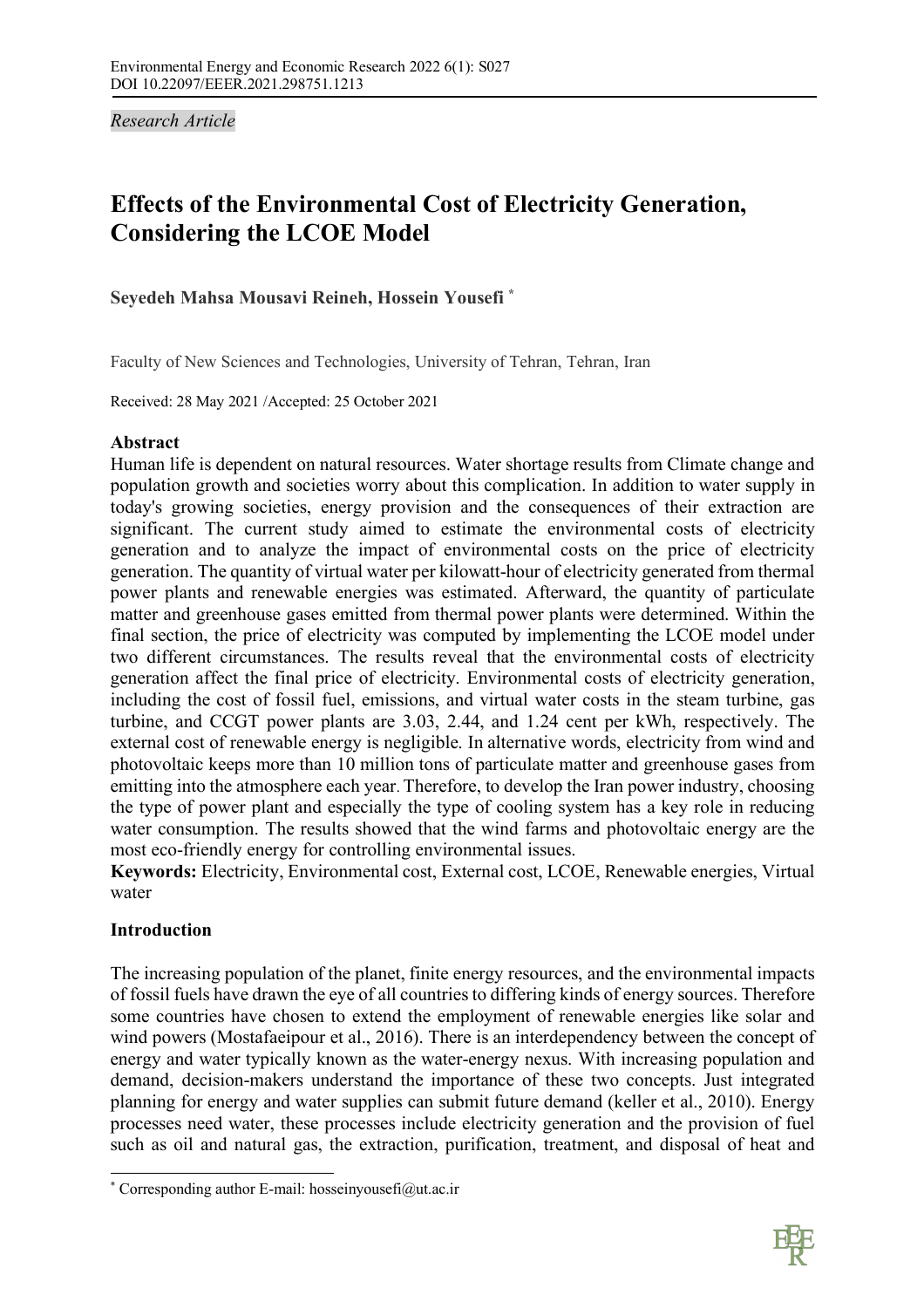*Research Article*

# Effects of the Environmental Cost of Electricity Generation, Considering the LCOE Model

**Seyedeh Mahsa Mousavi Reineh, Hossein Yousefi** [*]

Faculty of New Sciences and Technologies, University of Tehran, Tehran, Iran

Received: 28 May 2021 /Accepted: 25 October 2021

## Abstract

Human life is dependent on natural resources. Water shortage results from Climate change and population growth and societies worry about this complication. In addition to water supply in today's growing societies, energy provision and the consequences of their extraction are significant. The current study aimed to estimate the environmental costs of electricity generation and to analyze the impact of environmental costs on the price of electricity generation. The quantity of virtual water per kilowatt-hour of electricity generated from thermal power plants and renewable energies was estimated. Afterward, the quantity of particulate matter and greenhouse gases emitted from thermal power plants were determined. Within the final section, the price of electricity was computed by implementing the LCOE model under two different circumstances. The results reveal that the environmental costs of electricity generation affect the final price of electricity. Environmental costs of electricity generation, including the cost of fossil fuel, emissions, and virtual water costs in the steam turbine, gas turbine, and CCGT power plants are 3.03, 2.44, and 1.24 cent per kWh, respectively. The external cost of renewable energy is negligible. In alternative words, electricity from wind and photovoltaic keeps more than 10 million tons of particulate matter and greenhouse gases from emitting into the atmosphere each year. Therefore, to develop the Iran power industry, choosing the type of power plant and especially the type of cooling system has a key role in reducing water consumption. The results showed that the wind farms and photovoltaic energy are the most eco-friendly energy for controlling environmental issues.

**Keywords:** Electricity, Environmental cost, External cost, LCOE, Renewable energies, Virtual water

## Introduction

The increasing population of the planet, finite energy resources, and the environmental impacts of fossil fuels have drawn the eye of all countries to differing kinds of energy sources. Therefore some countries have chosen to extend the employment of renewable energies like solar and wind powers (Mostafaeipour et al., 2016). There is an interdependency between the concept of energy and water typically known as the water-energy nexus. With increasing population and demand, decision-makers understand the importance of these two concepts. Just integrated planning for energy and water supplies can submit future demand (keller et al., 2010). Energy processes need water, these processes include electricity generation and the provision of fuel such as oil and natural gas, the extraction, purification, treatment, and disposal of heat and

---

[*] Corresponding author E-mail: hosseinyousefi@ut.ac.ir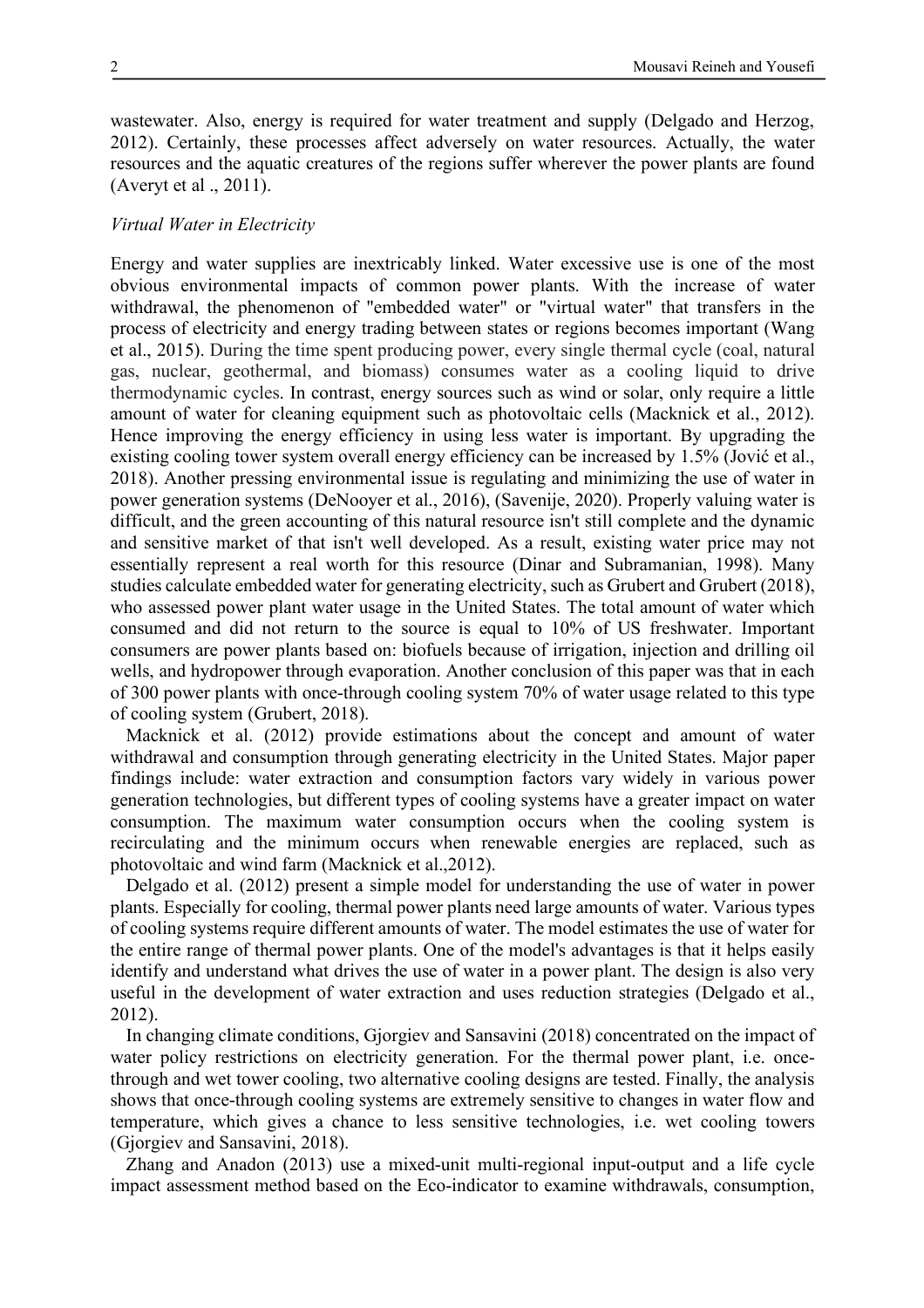wastewater. Also, energy is required for water treatment and supply (Delgado and Herzog, 2012). Certainly, these processes affect adversely on water resources. Actually, the water resources and the aquatic creatures of the regions suffer wherever the power plants are found (Averyt et al ., 2011).

*Virtual Water in Electricity*

Energy and water supplies are inextricably linked. Water excessive use is one of the most obvious environmental impacts of common power plants. With the increase of water withdrawal, the phenomenon of "embedded water" or "virtual water" that transfers in the process of electricity and energy trading between states or regions becomes important (Wang et al., 2015). During the time spent producing power, every single thermal cycle (coal, natural gas, nuclear, geothermal, and biomass) consumes water as a cooling liquid to drive thermodynamic cycles. In contrast, energy sources such as wind or solar, only require a little amount of water for cleaning equipment such as photovoltaic cells (Macknick et al., 2012). Hence improving the energy efficiency in using less water is important. By upgrading the existing cooling tower system overall energy efficiency can be increased by 1.5% (Jović et al., 2018). Another pressing environmental issue is regulating and minimizing the use of water in power generation systems (DeNooyer et al., 2016), (Savenije, 2020). Properly valuing water is difficult, and the green accounting of this natural resource isn't still complete and the dynamic and sensitive market of that isn't well developed. As a result, existing water price may not essentially represent a real worth for this resource (Dinar and Subramanian, 1998). Many studies calculate embedded water for generating electricity, such as Grubert and Grubert (2018), who assessed power plant water usage in the United States. The total amount of water which consumed and did not return to the source is equal to 10% of US freshwater. Important consumers are power plants based on: biofuels because of irrigation, injection and drilling oil wells, and hydropower through evaporation. Another conclusion of this paper was that in each of 300 power plants with once-through cooling system 70% of water usage related to this type of cooling system (Grubert, 2018).

Macknick et al. (2012) provide estimations about the concept and amount of water withdrawal and consumption through generating electricity in the United States. Major paper findings include: water extraction and consumption factors vary widely in various power generation technologies, but different types of cooling systems have a greater impact on water consumption. The maximum water consumption occurs when the cooling system is recirculating and the minimum occurs when renewable energies are replaced, such as photovoltaic and wind farm (Macknick et al.,2012).

Delgado et al. (2012) present a simple model for understanding the use of water in power plants. Especially for cooling, thermal power plants need large amounts of water. Various types of cooling systems require different amounts of water. The model estimates the use of water for the entire range of thermal power plants. One of the model's advantages is that it helps easily identify and understand what drives the use of water in a power plant. The design is also very useful in the development of water extraction and uses reduction strategies (Delgado et al., 2012).

In changing climate conditions, Gjorgiev and Sansavini (2018) concentrated on the impact of water policy restrictions on electricity generation. For the thermal power plant, i.e. once-through and wet tower cooling, two alternative cooling designs are tested. Finally, the analysis shows that once-through cooling systems are extremely sensitive to changes in water flow and temperature, which gives a chance to less sensitive technologies, i.e. wet cooling towers (Gjorgiev and Sansavini, 2018).

Zhang and Anadon (2013) use a mixed-unit multi-regional input-output and a life cycle impact assessment method based on the Eco-indicator to examine withdrawals, consumption,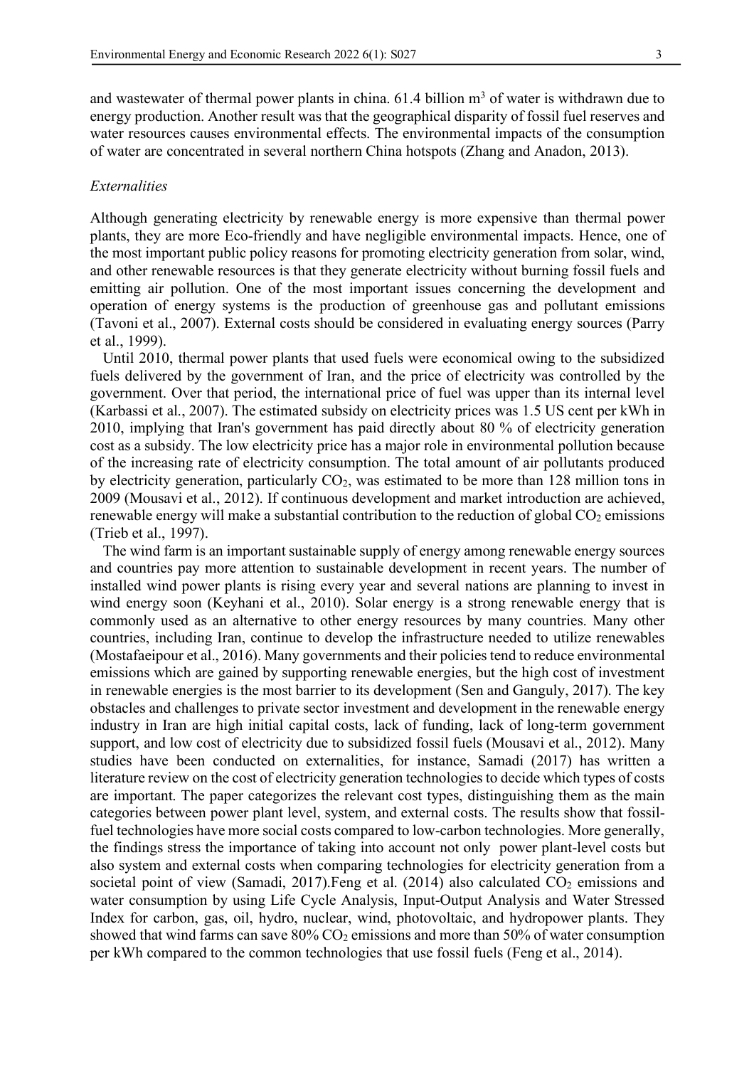and wastewater of thermal power plants in china. 61.4 billion $m^3$ of water is withdrawn due to energy production. Another result was that the geographical disparity of fossil fuel reserves and water resources causes environmental effects. The environmental impacts of the consumption of water are concentrated in several northern China hotspots (Zhang and Anadon, 2013).

*Externalities*

Although generating electricity by renewable energy is more expensive than thermal power plants, they are more Eco-friendly and have negligible environmental impacts. Hence, one of the most important public policy reasons for promoting electricity generation from solar, wind, and other renewable resources is that they generate electricity without burning fossil fuels and emitting air pollution. One of the most important issues concerning the development and operation of energy systems is the production of greenhouse gas and pollutant emissions (Tavoni et al., 2007). External costs should be considered in evaluating energy sources (Parry et al., 1999).

Until 2010, thermal power plants that used fuels were economical owing to the subsidized fuels delivered by the government of Iran, and the price of electricity was controlled by the government. Over that period, the international price of fuel was upper than its internal level (Karbassi et al., 2007). The estimated subsidy on electricity prices was 1.5 US cent per kWh in 2010, implying that Iran's government has paid directly about 80 % of electricity generation cost as a subsidy. The low electricity price has a major role in environmental pollution because of the increasing rate of electricity consumption. The total amount of air pollutants produced by electricity generation, particularly $CO_2$, was estimated to be more than 128 million tons in 2009 (Mousavi et al., 2012). If continuous development and market introduction are achieved, renewable energy will make a substantial contribution to the reduction of global $CO_2$ emissions (Trieb et al., 1997).

The wind farm is an important sustainable supply of energy among renewable energy sources and countries pay more attention to sustainable development in recent years. The number of installed wind power plants is rising every year and several nations are planning to invest in wind energy soon (Keyhani et al., 2010). Solar energy is a strong renewable energy that is commonly used as an alternative to other energy resources by many countries. Many other countries, including Iran, continue to develop the infrastructure needed to utilize renewables (Mostafaeipour et al., 2016). Many governments and their policies tend to reduce environmental emissions which are gained by supporting renewable energies, but the high cost of investment in renewable energies is the most barrier to its development (Sen and Ganguly, 2017). The key obstacles and challenges to private sector investment and development in the renewable energy industry in Iran are high initial capital costs, lack of funding, lack of long-term government support, and low cost of electricity due to subsidized fossil fuels (Mousavi et al., 2012). Many studies have been conducted on externalities, for instance, Samadi (2017) has written a literature review on the cost of electricity generation technologies to decide which types of costs are important. The paper categorizes the relevant cost types, distinguishing them as the main categories between power plant level, system, and external costs. The results show that fossil-fuel technologies have more social costs compared to low-carbon technologies. More generally, the findings stress the importance of taking into account not only power plant-level costs but also system and external costs when comparing technologies for electricity generation from a societal point of view (Samadi, 2017).Feng et al. (2014) also calculated $CO_2$ emissions and water consumption by using Life Cycle Analysis, Input-Output Analysis and Water Stressed Index for carbon, gas, oil, hydro, nuclear, wind, photovoltaic, and hydropower plants. They showed that wind farms can save 80% $CO_2$ emissions and more than 50% of water consumption per kWh compared to the common technologies that use fossil fuels (Feng et al., 2014).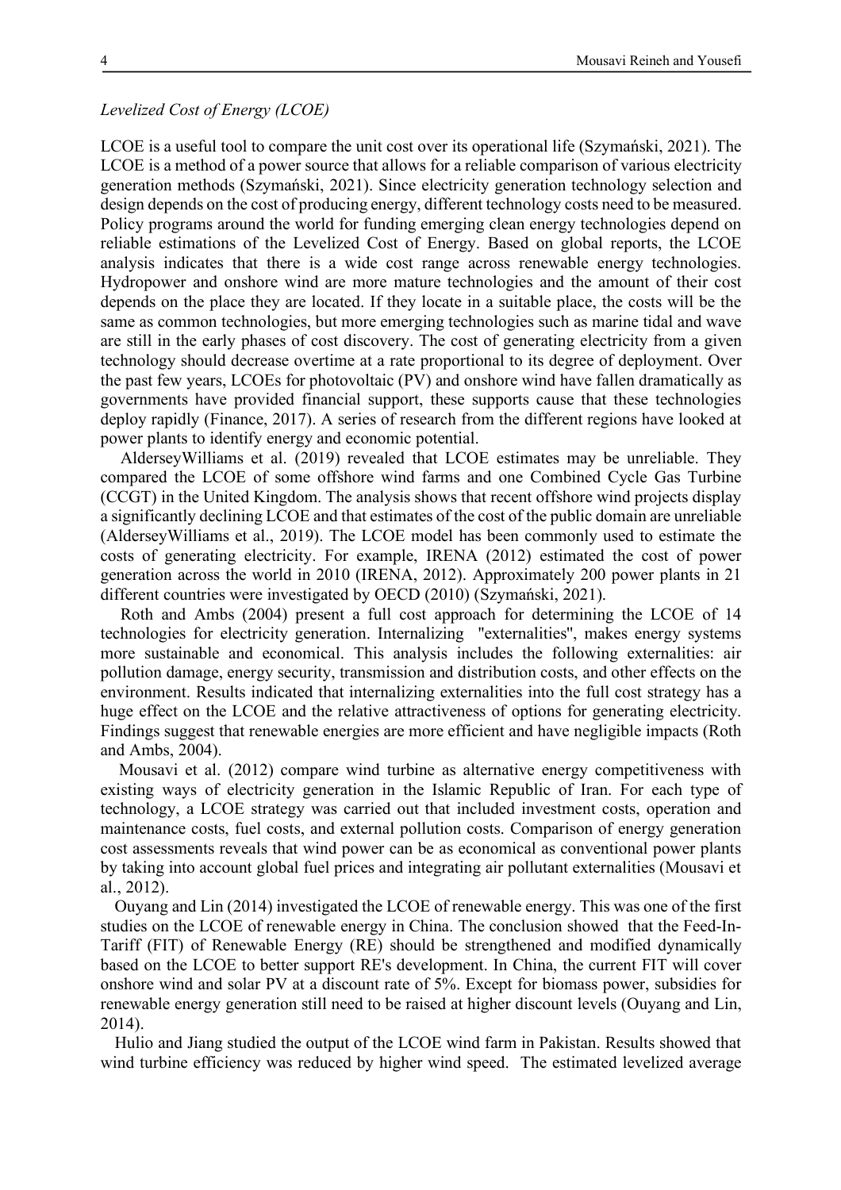*Levelized Cost of Energy (LCOE)*

LCOE is a useful tool to compare the unit cost over its operational life (Szymański, 2021). The LCOE is a method of a power source that allows for a reliable comparison of various electricity generation methods (Szymański, 2021). Since electricity generation technology selection and design depends on the cost of producing energy, different technology costs need to be measured. Policy programs around the world for funding emerging clean energy technologies depend on reliable estimations of the Levelized Cost of Energy. Based on global reports, the LCOE analysis indicates that there is a wide cost range across renewable energy technologies. Hydropower and onshore wind are more mature technologies and the amount of their cost depends on the place they are located. If they locate in a suitable place, the costs will be the same as common technologies, but more emerging technologies such as marine tidal and wave are still in the early phases of cost discovery. The cost of generating electricity from a given technology should decrease overtime at a rate proportional to its degree of deployment. Over the past few years, LCOEs for photovoltaic (PV) and onshore wind have fallen dramatically as governments have provided financial support, these supports cause that these technologies deploy rapidly (Finance, 2017). A series of research from the different regions have looked at power plants to identify energy and economic potential.

AldersеyWilliams et al. (2019) revealed that LCOE estimates may be unreliable. They compared the LCOE of some offshore wind farms and one Combined Cycle Gas Turbine (CCGT) in the United Kingdom. The analysis shows that recent offshore wind projects display a significantly declining LCOE and that estimates of the cost of the public domain are unreliable (AldersеyWilliams et al., 2019). The LCOE model has been commonly used to estimate the costs of generating electricity. For example, IRENA (2012) estimated the cost of power generation across the world in 2010 (IRENA, 2012). Approximately 200 power plants in 21 different countries were investigated by OECD (2010) (Szymański, 2021).

Roth and Ambs (2004) present a full cost approach for determining the LCOE of 14 technologies for electricity generation. Internalizing "externalities", makes energy systems more sustainable and economical. This analysis includes the following externalities: air pollution damage, energy security, transmission and distribution costs, and other effects on the environment. Results indicated that internalizing externalities into the full cost strategy has a huge effect on the LCOE and the relative attractiveness of options for generating electricity. Findings suggest that renewable energies are more efficient and have negligible impacts (Roth and Ambs, 2004).

Mousavi et al. (2012) compare wind turbine as alternative energy competitiveness with existing ways of electricity generation in the Islamic Republic of Iran. For each type of technology, a LCOE strategy was carried out that included investment costs, operation and maintenance costs, fuel costs, and external pollution costs. Comparison of energy generation cost assessments reveals that wind power can be as economical as conventional power plants by taking into account global fuel prices and integrating air pollutant externalities (Mousavi et al., 2012).

Ouyang and Lin (2014) investigated the LCOE of renewable energy. This was one of the first studies on the LCOE of renewable energy in China. The conclusion showed that the Feed-In-Tariff (FIT) of Renewable Energy (RE) should be strengthened and modified dynamically based on the LCOE to better support RE's development. In China, the current FIT will cover onshore wind and solar PV at a discount rate of 5%. Except for biomass power, subsidies for renewable energy generation still need to be raised at higher discount levels (Ouyang and Lin, 2014).

Hulio and Jiang studied the output of the LCOE wind farm in Pakistan. Results showed that wind turbine efficiency was reduced by higher wind speed. The estimated levelized average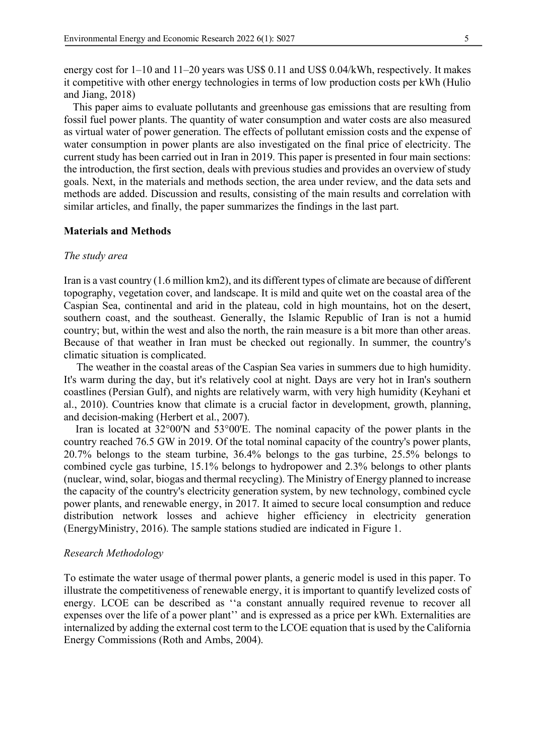energy cost for 1–10 and 11–20 years was US$ 0.11 and US$ 0.04/kWh, respectively. It makes it competitive with other energy technologies in terms of low production costs per kWh (Hulio and Jiang, 2018)

This paper aims to evaluate pollutants and greenhouse gas emissions that are resulting from fossil fuel power plants. The quantity of water consumption and water costs are also measured as virtual water of power generation. The effects of pollutant emission costs and the expense of water consumption in power plants are also investigated on the final price of electricity. The current study has been carried out in Iran in 2019. This paper is presented in four main sections: the introduction, the first section, deals with previous studies and provides an overview of study goals. Next, in the materials and methods section, the area under review, and the data sets and methods are added. Discussion and results, consisting of the main results and correlation with similar articles, and finally, the paper summarizes the findings in the last part.

## Materials and Methods

### *The study area*

Iran is a vast country (1.6 million km2), and its different types of climate are because of different topography, vegetation cover, and landscape. It is mild and quite wet on the coastal area of the Caspian Sea, continental and arid in the plateau, cold in high mountains, hot on the desert, southern coast, and the southeast. Generally, the Islamic Republic of Iran is not a humid country; but, within the west and also the north, the rain measure is a bit more than other areas. Because of that weather in Iran must be checked out regionally. In summer, the country's climatic situation is complicated.

The weather in the coastal areas of the Caspian Sea varies in summers due to high humidity. It's warm during the day, but it's relatively cool at night. Days are very hot in Iran's southern coastlines (Persian Gulf), and nights are relatively warm, with very high humidity (Keyhani et al., 2010). Countries know that climate is a crucial factor in development, growth, planning, and decision-making (Herbert et al., 2007).

Iran is located at 32°00'N and 53°00'E. The nominal capacity of the power plants in the country reached 76.5 GW in 2019. Of the total nominal capacity of the country's power plants, 20.7% belongs to the steam turbine, 36.4% belongs to the gas turbine, 25.5% belongs to combined cycle gas turbine, 15.1% belongs to hydropower and 2.3% belongs to other plants (nuclear, wind, solar, biogas and thermal recycling). The Ministry of Energy planned to increase the capacity of the country's electricity generation system, by new technology, combined cycle power plants, and renewable energy, in 2017. It aimed to secure local consumption and reduce distribution network losses and achieve higher efficiency in electricity generation (EnergyMinistry, 2016). The sample stations studied are indicated in Figure 1.

### *Research Methodology*

To estimate the water usage of thermal power plants, a generic model is used in this paper. To illustrate the competitiveness of renewable energy, it is important to quantify levelized costs of energy. LCOE can be described as ''a constant annually required revenue to recover all expenses over the life of a power plant'' and is expressed as a price per kWh. Externalities are internalized by adding the external cost term to the LCOE equation that is used by the California Energy Commissions (Roth and Ambs, 2004).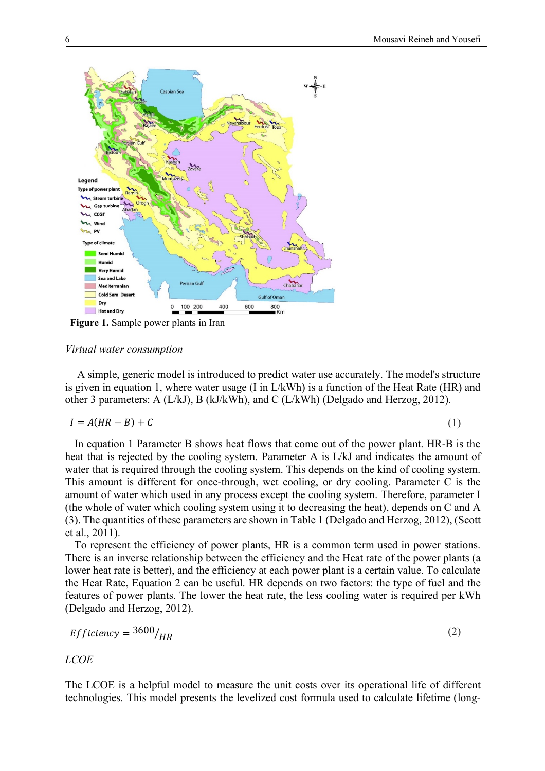**Figure 1.** Sample power plants in Iran

*Virtual water consumption*

A simple, generic model is introduced to predict water use accurately. The model's structure is given in equation 1, where water usage (I in L/kWh) is a function of the Heat Rate (HR) and other 3 parameters: A (L/kJ), B (kJ/kWh), and C (L/kWh) (Delgado and Herzog, 2012).

$$I = A(HR - B) + C \tag{1}$$

In equation 1 Parameter B shows heat flows that come out of the power plant. HR-B is the heat that is rejected by the cooling system. Parameter A is L/kJ and indicates the amount of water that is required through the cooling system. This depends on the kind of cooling system. This amount is different for once-through, wet cooling, or dry cooling. Parameter C is the amount of water which used in any process except the cooling system. Therefore, parameter I (the whole of water which cooling system using it to decreasing the heat), depends on C and A (3). The quantities of these parameters are shown in Table 1 (Delgado and Herzog, 2012), (Scott et al., 2011).

To represent the efficiency of power plants, HR is a common term used in power stations. There is an inverse relationship between the efficiency and the Heat rate of the power plants (a lower heat rate is better), and the efficiency at each power plant is a certain value. To calculate the Heat Rate, Equation 2 can be useful. HR depends on two factors: the type of fuel and the features of power plants. The lower the heat rate, the less cooling water is required per kWh (Delgado and Herzog, 2012).

$$Efficiency = {}^{3600}/_{HR} \tag{2}$$

*LCOE*

The LCOE is a helpful model to measure the unit costs over its operational life of different technologies. This model presents the levelized cost formula used to calculate lifetime (long-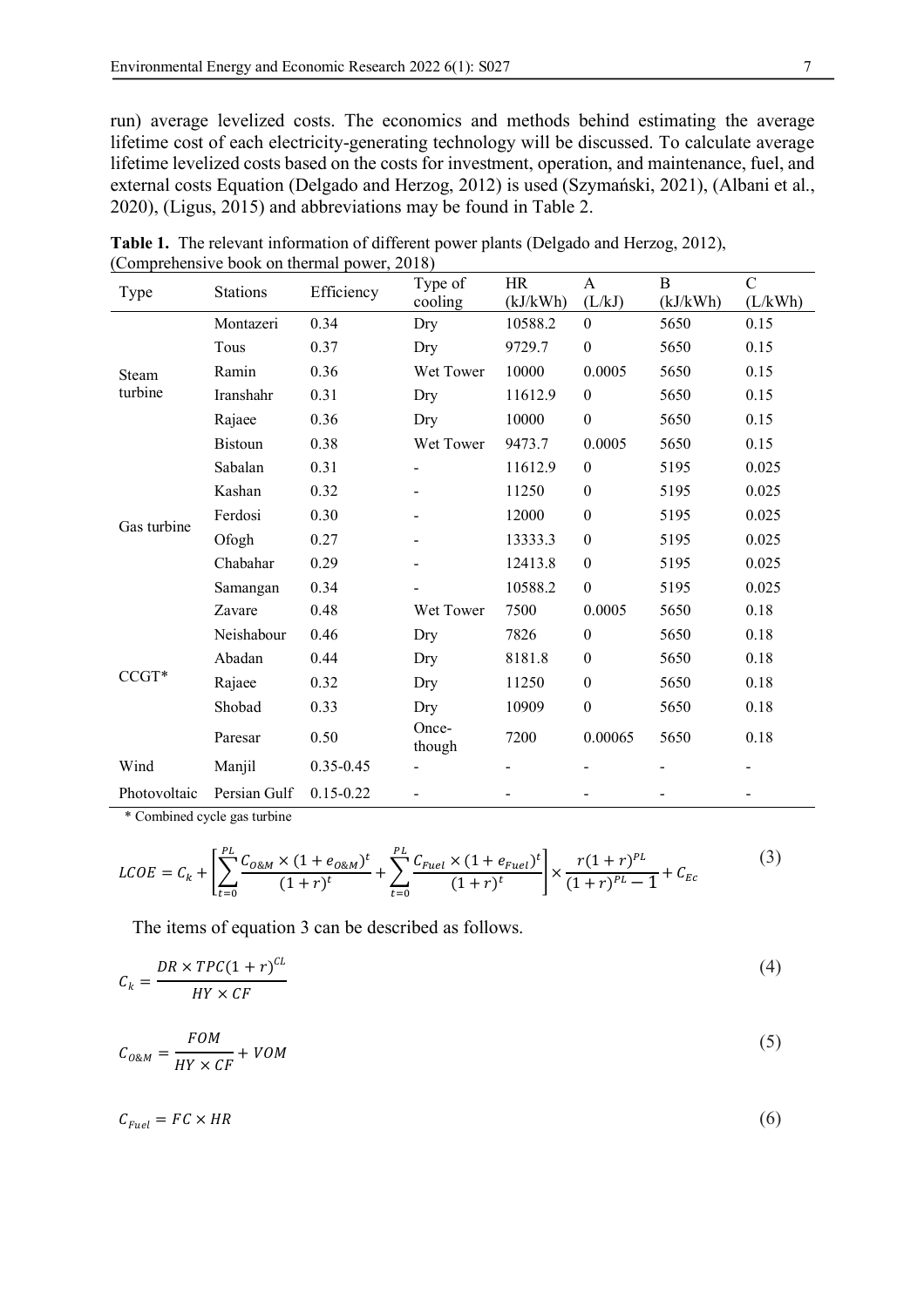run) average levelized costs. The economics and methods behind estimating the average lifetime cost of each electricity-generating technology will be discussed. To calculate average lifetime levelized costs based on the costs for investment, operation, and maintenance, fuel, and external costs Equation (Delgado and Herzog, 2012) is used (Szymański, 2021), (Albani et al., 2020), (Ligus, 2015) and abbreviations may be found in Table 2.

**Table 1.** The relevant information of different power plants (Delgado and Herzog, 2012), (Comprehensive book on thermal power, 2018)

| Type | Stations | Efficiency | Type of cooling | HR (kJ/kWh) | A (L/kJ) | B (kJ/kWh) | C (L/kWh) |
|---|---|---|---|---|---|---|---|
| Steam turbine | Montazeri | 0.34 | Dry | 10588.2 | 0 | 5650 | 0.15 |
| | Tous | 0.37 | Dry | 9729.7 | 0 | 5650 | 0.15 |
| | Ramin | 0.36 | Wet Tower | 10000 | 0.0005 | 5650 | 0.15 |
| | Iranshahr | 0.31 | Dry | 11612.9 | 0 | 5650 | 0.15 |
| | Rajaee | 0.36 | Dry | 10000 | 0 | 5650 | 0.15 |
| | Bistoun | 0.38 | Wet Tower | 9473.7 | 0.0005 | 5650 | 0.15 |
| Gas turbine | Sabalan | 0.31 | - | 11612.9 | 0 | 5195 | 0.025 |
| | Kashan | 0.32 | - | 11250 | 0 | 5195 | 0.025 |
| | Ferdosi | 0.30 | - | 12000 | 0 | 5195 | 0.025 |
| | Ofogh | 0.27 | - | 13333.3 | 0 | 5195 | 0.025 |
| | Chabahar | 0.29 | - | 12413.8 | 0 | 5195 | 0.025 |
| | Samangan | 0.34 | - | 10588.2 | 0 | 5195 | 0.025 |
| CCGT* | Zavare | 0.48 | Wet Tower | 7500 | 0.0005 | 5650 | 0.18 |
| | Neishabour | 0.46 | Dry | 7826 | 0 | 5650 | 0.18 |
| | Abadan | 0.44 | Dry | 8181.8 | 0 | 5650 | 0.18 |
| | Rajaee | 0.32 | Dry | 11250 | 0 | 5650 | 0.18 |
| | Shobad | 0.33 | Dry | 10909 | 0 | 5650 | 0.18 |
| | Paresar | 0.50 | Once-though | 7200 | 0.00065 | 5650 | 0.18 |
| Wind | Manjil | 0.35-0.45 | - | - | - | - | - |
| Photovoltaic | Persian Gulf | 0.15-0.22 | - | - | - | - | - |

\* Combined cycle gas turbine

$$LCOE = C_k + \left[ \sum_{t=0}^{PL} \frac{C_{O\&M} \times (1 + e_{O\&M})^t}{(1+r)^t} + \sum_{t=0}^{PL} \frac{C_{Fuel} \times (1 + e_{Fuel})^t}{(1+r)^t} \right] \times \frac{r(1+r)^{PL}}{(1+r)^{PL} - 1} + C_{Ec} \tag{3}$$

The items of equation 3 can be described as follows.

$$C_k = \frac{DR \times TPC(1+r)^{CL}}{HY \times CF} \tag{4}$$

$$C_{O\&M} = \frac{FOM}{HY \times CF} + VOM \tag{5}$$

$$C_{Fuel} = FC \times HR \tag{6}$$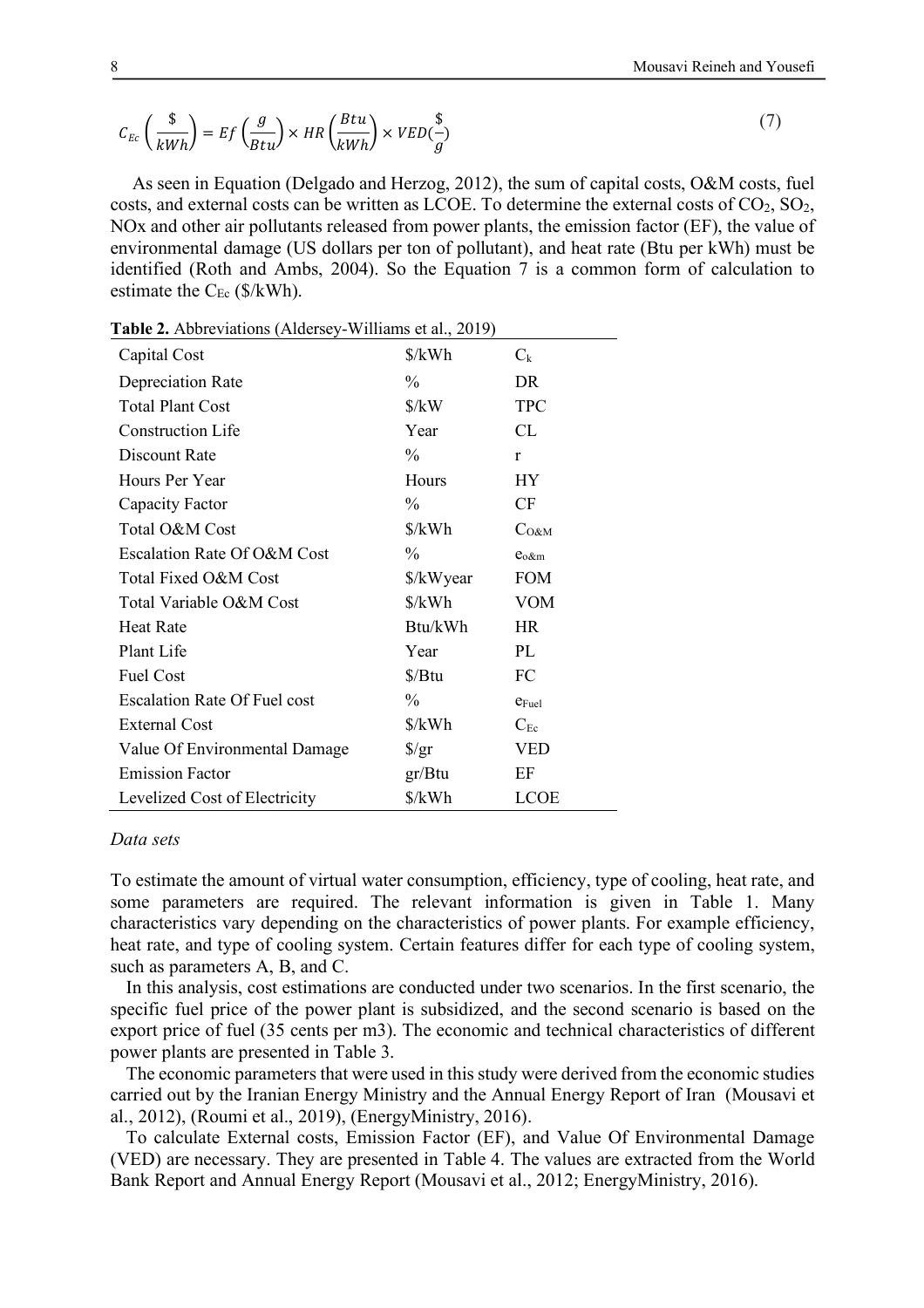$$C_{Ec}\left(\frac{\$}{kWh}\right) = Ef\left(\frac{g}{Btu}\right) \times HR\left(\frac{Btu}{kWh}\right) \times VED\left(\frac{\$}{g}\right) \tag{7}$$

As seen in Equation (Delgado and Herzog, 2012), the sum of capital costs, O&M costs, fuel costs, and external costs can be written as LCOE. To determine the external costs of $CO_2$, $SO_2$, NOx and other air pollutants released from power plants, the emission factor (EF), the value of environmental damage (US dollars per ton of pollutant), and heat rate (Btu per kWh) must be identified (Roth and Ambs, 2004). So the Equation 7 is a common form of calculation to estimate the $C_{Ec}$ ($/kWh).

**Table 2.** Abbreviations (Aldersey-Williams et al., 2019)

| | | |
|---|---|---|
| Capital Cost | $/kWh | $C_k$ |
| Depreciation Rate | % | DR |
| Total Plant Cost | $/kW | TPC |
| Construction Life | Year | CL |
| Discount Rate | % | r |
| Hours Per Year | Hours | HY |
| Capacity Factor | % | CF |
| Total O&M Cost | $/kWh | $C_{O\&M}$ |
| Escalation Rate Of O&M Cost | % | $e_{o\&m}$ |
| Total Fixed O&M Cost | $/kWyear | FOM |
| Total Variable O&M Cost | $/kWh | VOM |
| Heat Rate | Btu/kWh | HR |
| Plant Life | Year | PL |
| Fuel Cost | $/Btu | FC |
| Escalation Rate Of Fuel cost | % | $e_{Fuel}$ |
| External Cost | $/kWh | $C_{Ec}$ |
| Value Of Environmental Damage | $/gr | VED |
| Emission Factor | gr/Btu | EF |
| Levelized Cost of Electricity | $/kWh | LCOE |

*Data sets*

To estimate the amount of virtual water consumption, efficiency, type of cooling, heat rate, and some parameters are required. The relevant information is given in Table 1. Many characteristics vary depending on the characteristics of power plants. For example efficiency, heat rate, and type of cooling system. Certain features differ for each type of cooling system, such as parameters A, B, and C.

In this analysis, cost estimations are conducted under two scenarios. In the first scenario, the specific fuel price of the power plant is subsidized, and the second scenario is based on the export price of fuel (35 cents per m3). The economic and technical characteristics of different power plants are presented in Table 3.

The economic parameters that were used in this study were derived from the economic studies carried out by the Iranian Energy Ministry and the Annual Energy Report of Iran (Mousavi et al., 2012), (Roumi et al., 2019), (EnergyMinistry, 2016).

To calculate External costs, Emission Factor (EF), and Value Of Environmental Damage (VED) are necessary. They are presented in Table 4. The values are extracted from the World Bank Report and Annual Energy Report (Mousavi et al., 2012; EnergyMinistry, 2016).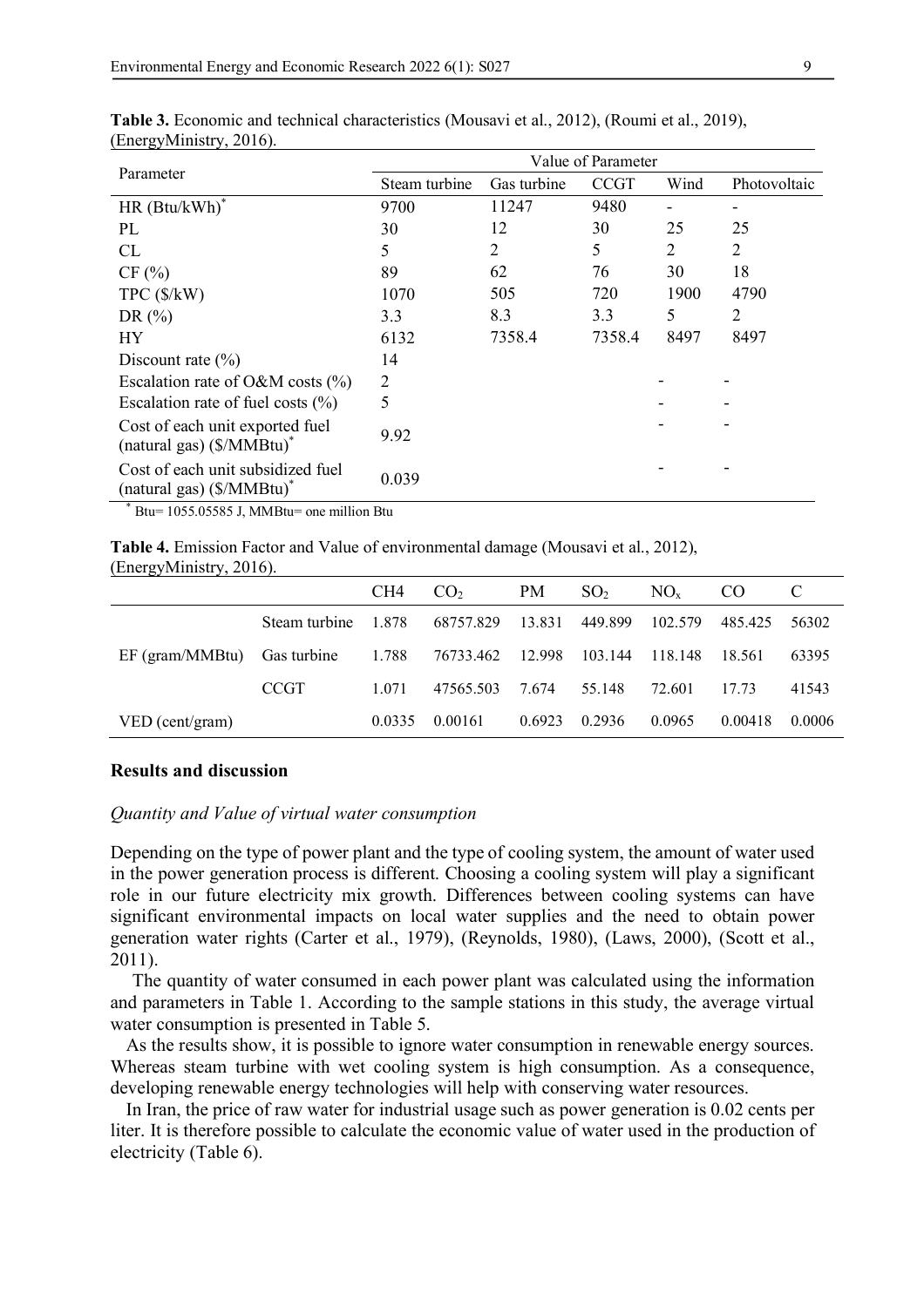**Table 3.** Economic and technical characteristics (Mousavi et al., 2012), (Roumi et al., 2019), (EnergyMinistry, 2016).

| Parameter | Value of Parameter | | | | |
|---|---|---|---|---|---|
| | Steam turbine | Gas turbine | CCGT | Wind | Photovoltaic |
| HR (Btu/kWh)* | 9700 | 11247 | 9480 | - | - |
| PL | 30 | 12 | 30 | 25 | 25 |
| CL | 5 | 2 | 5 | 2 | 2 |
| CF (%) | 89 | 62 | 76 | 30 | 18 |
| TPC ($/kW) | 1070 | 505 | 720 | 1900 | 4790 |
| DR (%) | 3.3 | 8.3 | 3.3 | 5 | 2 |
| HY | 6132 | 7358.4 | 7358.4 | 8497 | 8497 |
| Discount rate (%) | 14 | | | | |
| Escalation rate of O&M costs (%) | 2 | | | - | - |
| Escalation rate of fuel costs (%) | 5 | | | - | - |
| Cost of each unit exported fuel (natural gas) ($/MMBtu)* | 9.92 | | | - | - |
| Cost of each unit subsidized fuel (natural gas) ($/MMBtu)* | 0.039 | | | - | - |

* Btu= 1055.05585 J, MMBtu= one million Btu

**Table 4.** Emission Factor and Value of environmental damage (Mousavi et al., 2012), (EnergyMinistry, 2016).

| | | CH4 | $CO_2$ | PM | $SO_2$ | $NO_x$ | CO | C |
|---|---|---|---|---|---|---|---|---|
| EF (gram/MMBtu) | Steam turbine | 1.878 | 68757.829 | 13.831 | 449.899 | 102.579 | 485.425 | 56302 |
| | Gas turbine | 1.788 | 76733.462 | 12.998 | 103.144 | 118.148 | 18.561 | 63395 |
| | CCGT | 1.071 | 47565.503 | 7.674 | 55.148 | 72.601 | 17.73 | 41543 |
| VED (cent/gram) | | 0.0335 | 0.00161 | 0.6923 | 0.2936 | 0.0965 | 0.00418 | 0.0006 |

## Results and discussion

### *Quantity and Value of virtual water consumption*

Depending on the type of power plant and the type of cooling system, the amount of water used in the power generation process is different. Choosing a cooling system will play a significant role in our future electricity mix growth. Differences between cooling systems can have significant environmental impacts on local water supplies and the need to obtain power generation water rights (Carter et al., 1979), (Reynolds, 1980), (Laws, 2000), (Scott et al., 2011).

The quantity of water consumed in each power plant was calculated using the information and parameters in Table 1. According to the sample stations in this study, the average virtual water consumption is presented in Table 5.

As the results show, it is possible to ignore water consumption in renewable energy sources. Whereas steam turbine with wet cooling system is high consumption. As a consequence, developing renewable energy technologies will help with conserving water resources.

In Iran, the price of raw water for industrial usage such as power generation is 0.02 cents per liter. It is therefore possible to calculate the economic value of water used in the production of electricity (Table 6).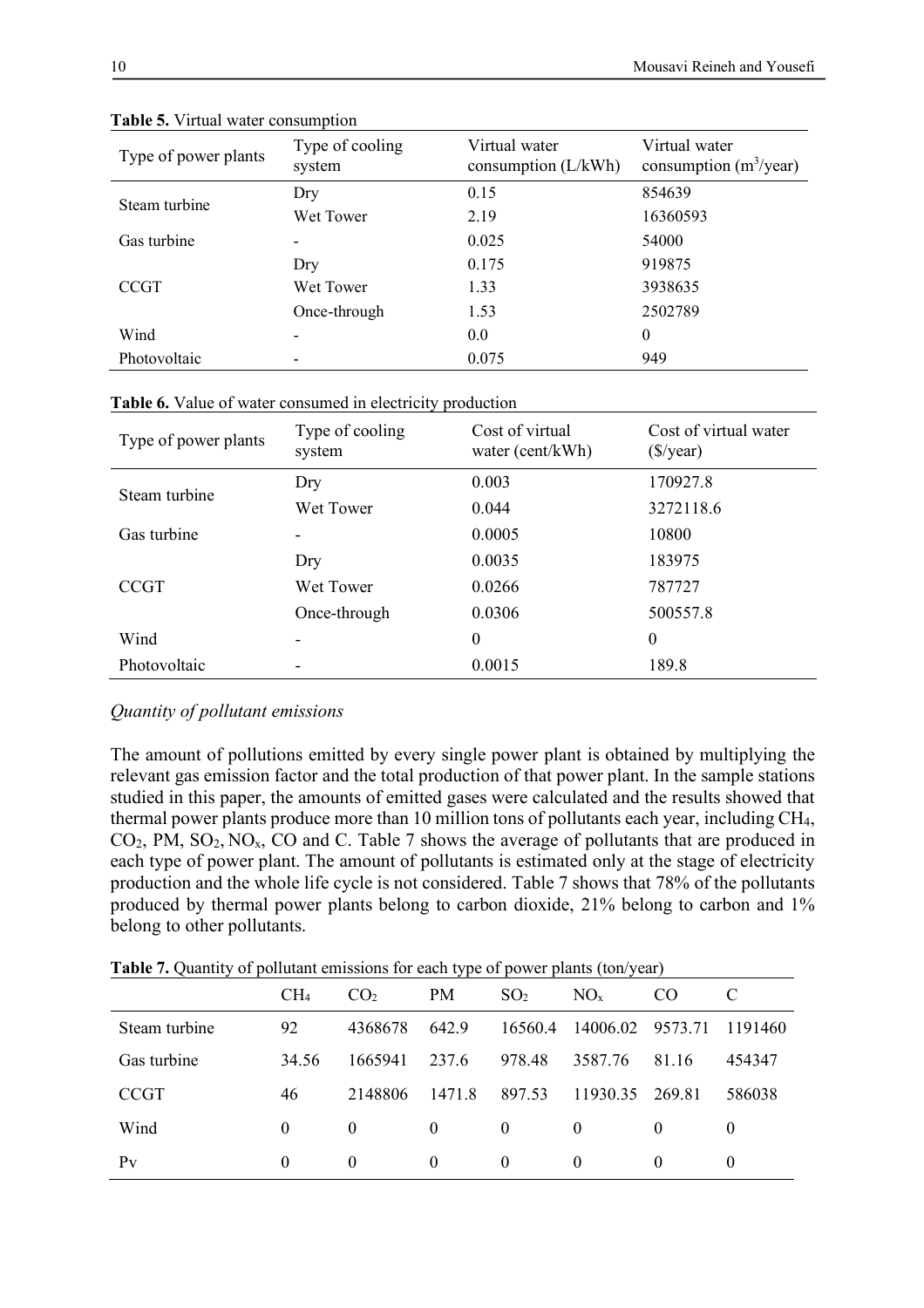**Table 5.** Virtual water consumption

| Type of power plants | Type of cooling system | Virtual water consumption (L/kWh) | Virtual water consumption ($m^3$/year) |
|---|---|---|---|
| Steam turbine | Dry | 0.15 | 854639 |
| | Wet Tower | 2.19 | 16360593 |
| Gas turbine | - | 0.025 | 54000 |
| CCGT | Dry | 0.175 | 919875 |
| | Wet Tower | 1.33 | 3938635 |
| | Once-through | 1.53 | 2502789 |
| Wind | - | 0.0 | 0 |
| Photovoltaic | - | 0.075 | 949 |

**Table 6.** Value of water consumed in electricity production

| Type of power plants | Type of cooling system | Cost of virtual water (cent/kWh) | Cost of virtual water ($/year) |
|---|---|---|---|
| Steam turbine | Dry | 0.003 | 170927.8 |
| | Wet Tower | 0.044 | 3272118.6 |
| Gas turbine | - | 0.0005 | 10800 |
| CCGT | Dry | 0.0035 | 183975 |
| | Wet Tower | 0.0266 | 787727 |
| | Once-through | 0.0306 | 500557.8 |
| Wind | - | 0 | 0 |
| Photovoltaic | - | 0.0015 | 189.8 |

*Quantity of pollutant emissions*

The amount of pollutions emitted by every single power plant is obtained by multiplying the relevant gas emission factor and the total production of that power plant. In the sample stations studied in this paper, the amounts of emitted gases were calculated and the results showed that thermal power plants produce more than 10 million tons of pollutants each year, including $CH_4$, $CO_2$, PM, $SO_2$, $NO_x$, CO and C. Table 7 shows the average of pollutants that are produced in each type of power plant. The amount of pollutants is estimated only at the stage of electricity production and the whole life cycle is not considered. Table 7 shows that 78% of the pollutants produced by thermal power plants belong to carbon dioxide, 21% belong to carbon and 1% belong to other pollutants.

**Table 7.** Quantity of pollutant emissions for each type of power plants (ton/year)

| | $CH_4$ | $CO_2$ | PM | $SO_2$ | $NO_x$ | CO | C |
|---|---|---|---|---|---|---|---|
| Steam turbine | 92 | 4368678 | 642.9 | 16560.4 | 14006.02 | 9573.71 | 1191460 |
| Gas turbine | 34.56 | 1665941 | 237.6 | 978.48 | 3587.76 | 81.16 | 454347 |
| CCGT | 46 | 2148806 | 1471.8 | 897.53 | 11930.35 | 269.81 | 586038 |
| Wind | 0 | 0 | 0 | 0 | 0 | 0 | 0 |
| Pv | 0 | 0 | 0 | 0 | 0 | 0 | 0 |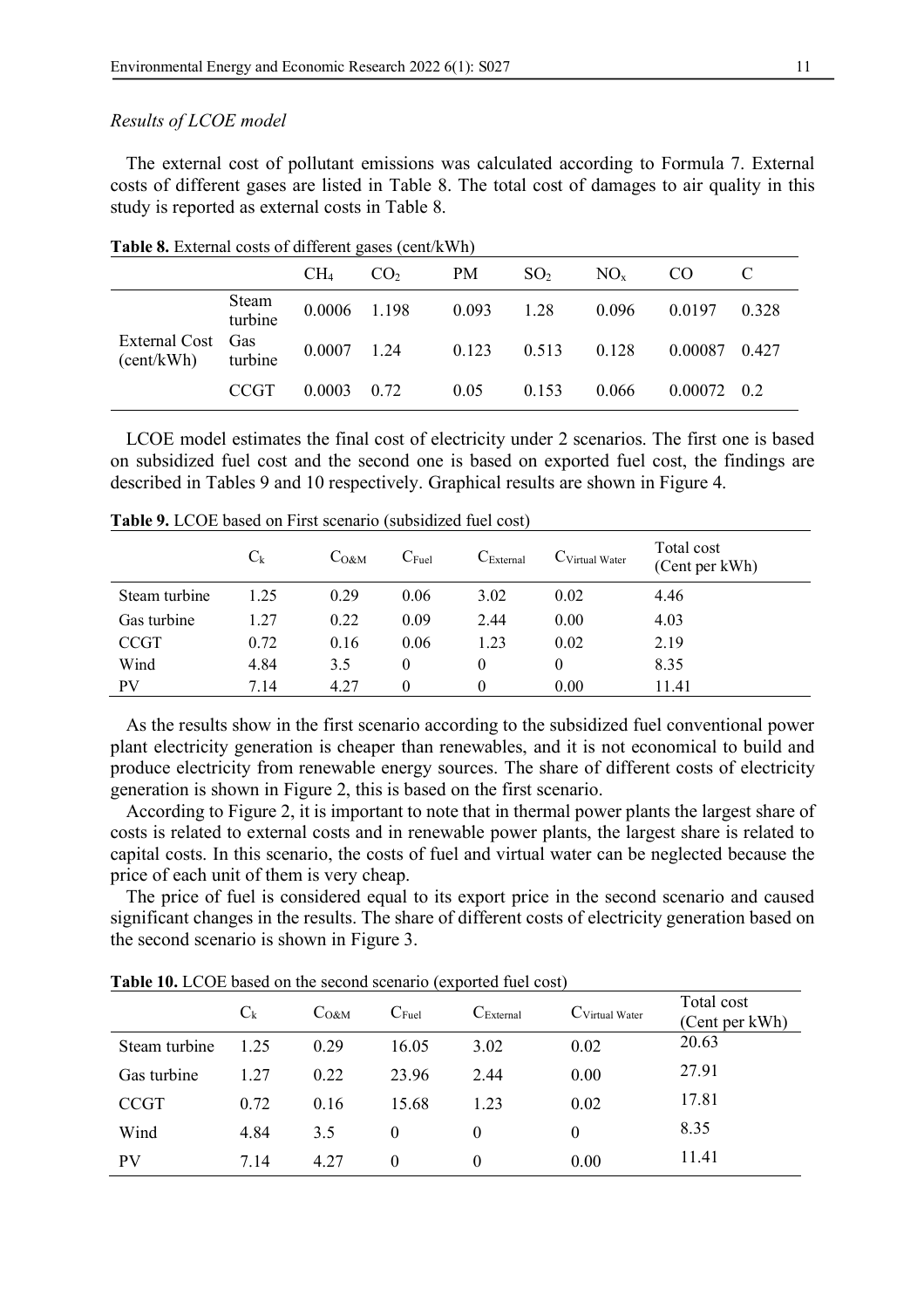*Results of LCOE model*

The external cost of pollutant emissions was calculated according to Formula 7. External costs of different gases are listed in Table 8. The total cost of damages to air quality in this study is reported as external costs in Table 8.

**Table 8.** External costs of different gases (cent/kWh)

| | | $CH_4$ | $CO_2$ | PM | $SO_2$ | $NO_x$ | CO | C |
|---|---|---|---|---|---|---|---|---|
| External Cost (cent/kWh) | Steam turbine | 0.0006 | 1.198 | 0.093 | 1.28 | 0.096 | 0.0197 | 0.328 |
| | Gas turbine | 0.0007 | 1.24 | 0.123 | 0.513 | 0.128 | 0.00087 | 0.427 |
| | CCGT | 0.0003 | 0.72 | 0.05 | 0.153 | 0.066 | 0.00072 | 0.2 |

LCOE model estimates the final cost of electricity under 2 scenarios. The first one is based on subsidized fuel cost and the second one is based on exported fuel cost, the findings are described in Tables 9 and 10 respectively. Graphical results are shown in Figure 4.

**Table 9.** LCOE based on First scenario (subsidized fuel cost)

| | $C_k$ | $C_{O\&M}$ | $C_{Fuel}$ | $C_{External}$ | $C_{Virtual\ Water}$ | Total cost (Cent per kWh) |
|---|---|---|---|---|---|---|
| Steam turbine | 1.25 | 0.29 | 0.06 | 3.02 | 0.02 | 4.46 |
| Gas turbine | 1.27 | 0.22 | 0.09 | 2.44 | 0.00 | 4.03 |
| CCGT | 0.72 | 0.16 | 0.06 | 1.23 | 0.02 | 2.19 |
| Wind | 4.84 | 3.5 | 0 | 0 | 0 | 8.35 |
| PV | 7.14 | 4.27 | 0 | 0 | 0.00 | 11.41 |

As the results show in the first scenario according to the subsidized fuel conventional power plant electricity generation is cheaper than renewables, and it is not economical to build and produce electricity from renewable energy sources. The share of different costs of electricity generation is shown in Figure 2, this is based on the first scenario.

According to Figure 2, it is important to note that in thermal power plants the largest share of costs is related to external costs and in renewable power plants, the largest share is related to capital costs. In this scenario, the costs of fuel and virtual water can be neglected because the price of each unit of them is very cheap.

The price of fuel is considered equal to its export price in the second scenario and caused significant changes in the results. The share of different costs of electricity generation based on the second scenario is shown in Figure 3.

**Table 10.** LCOE based on the second scenario (exported fuel cost)

| | $C_k$ | $C_{O\&M}$ | $C_{Fuel}$ | $C_{External}$ | $C_{Virtual\ Water}$ | Total cost (Cent per kWh) |
|---|---|---|---|---|---|---|
| Steam turbine | 1.25 | 0.29 | 16.05 | 3.02 | 0.02 | 20.63 |
| Gas turbine | 1.27 | 0.22 | 23.96 | 2.44 | 0.00 | 27.91 |
| CCGT | 0.72 | 0.16 | 15.68 | 1.23 | 0.02 | 17.81 |
| Wind | 4.84 | 3.5 | 0 | 0 | 0 | 8.35 |
| PV | 7.14 | 4.27 | 0 | 0 | 0.00 | 11.41 |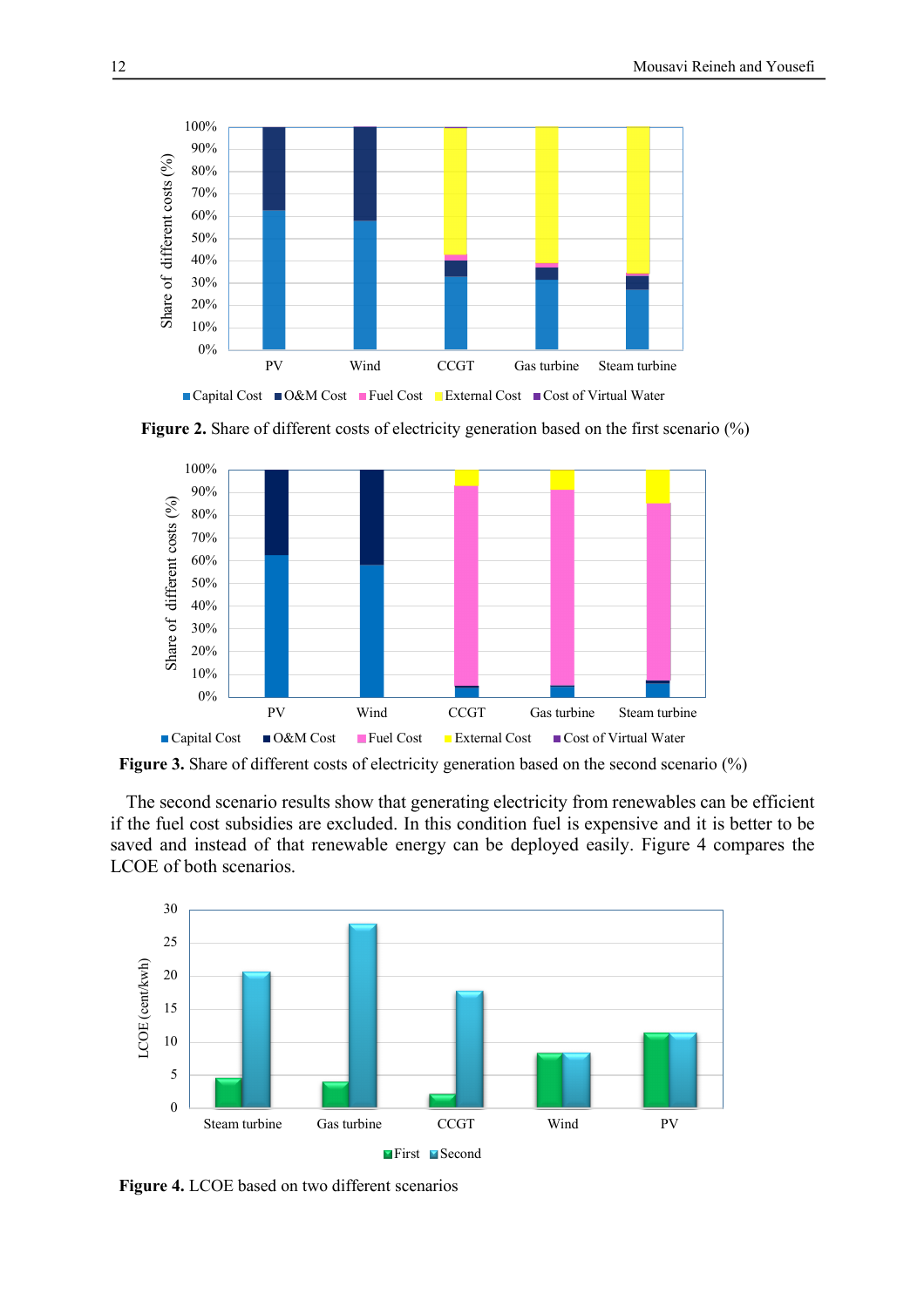**Figure 2.** Share of different costs of electricity generation based on the first scenario (%)

**Figure 3.** Share of different costs of electricity generation based on the second scenario (%)

The second scenario results show that generating electricity from renewables can be efficient if the fuel cost subsidies are excluded. In this condition fuel is expensive and it is better to be saved and instead of that renewable energy can be deployed easily. Figure 4 compares the LCOE of both scenarios.

**Figure 4.** LCOE based on two different scenarios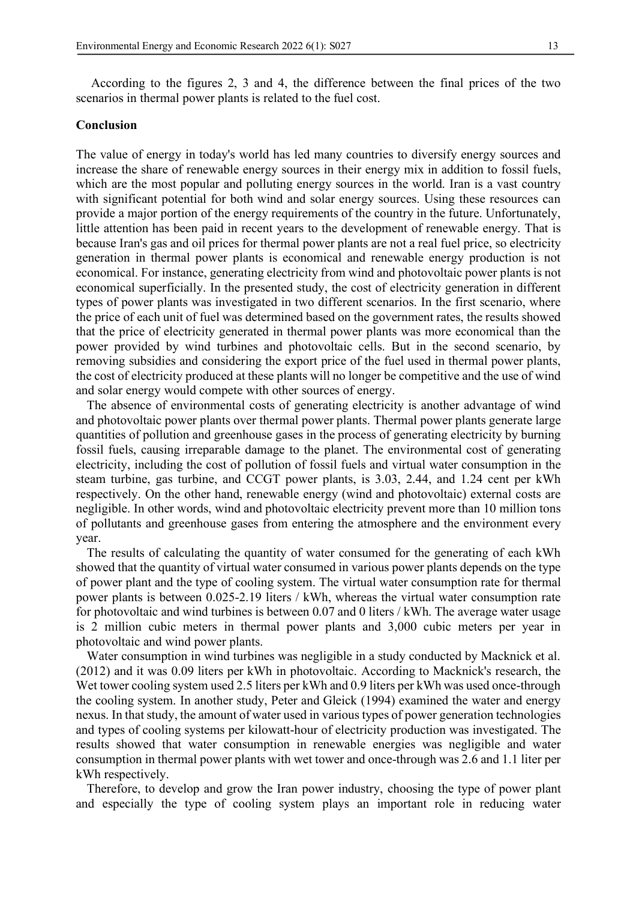According to the figures 2, 3 and 4, the difference between the final prices of the two scenarios in thermal power plants is related to the fuel cost.

## Conclusion

The value of energy in today's world has led many countries to diversify energy sources and increase the share of renewable energy sources in their energy mix in addition to fossil fuels, which are the most popular and polluting energy sources in the world. Iran is a vast country with significant potential for both wind and solar energy sources. Using these resources can provide a major portion of the energy requirements of the country in the future. Unfortunately, little attention has been paid in recent years to the development of renewable energy. That is because Iran's gas and oil prices for thermal power plants are not a real fuel price, so electricity generation in thermal power plants is economical and renewable energy production is not economical. For instance, generating electricity from wind and photovoltaic power plants is not economical superficially. In the presented study, the cost of electricity generation in different types of power plants was investigated in two different scenarios. In the first scenario, where the price of each unit of fuel was determined based on the government rates, the results showed that the price of electricity generated in thermal power plants was more economical than the power provided by wind turbines and photovoltaic cells. But in the second scenario, by removing subsidies and considering the export price of the fuel used in thermal power plants, the cost of electricity produced at these plants will no longer be competitive and the use of wind and solar energy would compete with other sources of energy.

The absence of environmental costs of generating electricity is another advantage of wind and photovoltaic power plants over thermal power plants. Thermal power plants generate large quantities of pollution and greenhouse gases in the process of generating electricity by burning fossil fuels, causing irreparable damage to the planet. The environmental cost of generating electricity, including the cost of pollution of fossil fuels and virtual water consumption in the steam turbine, gas turbine, and CCGT power plants, is 3.03, 2.44, and 1.24 cent per kWh respectively. On the other hand, renewable energy (wind and photovoltaic) external costs are negligible. In other words, wind and photovoltaic electricity prevent more than 10 million tons of pollutants and greenhouse gases from entering the atmosphere and the environment every year.

The results of calculating the quantity of water consumed for the generating of each kWh showed that the quantity of virtual water consumed in various power plants depends on the type of power plant and the type of cooling system. The virtual water consumption rate for thermal power plants is between 0.025-2.19 liters / kWh, whereas the virtual water consumption rate for photovoltaic and wind turbines is between 0.07 and 0 liters / kWh. The average water usage is 2 million cubic meters in thermal power plants and 3,000 cubic meters per year in photovoltaic and wind power plants.

Water consumption in wind turbines was negligible in a study conducted by Macknick et al. (2012) and it was 0.09 liters per kWh in photovoltaic. According to Macknick's research, the Wet tower cooling system used 2.5 liters per kWh and 0.9 liters per kWh was used once-through the cooling system. In another study, Peter and Gleick (1994) examined the water and energy nexus. In that study, the amount of water used in various types of power generation technologies and types of cooling systems per kilowatt-hour of electricity production was investigated. The results showed that water consumption in renewable energies was negligible and water consumption in thermal power plants with wet tower and once-through was 2.6 and 1.1 liter per kWh respectively.

Therefore, to develop and grow the Iran power industry, choosing the type of power plant and especially the type of cooling system plays an important role in reducing water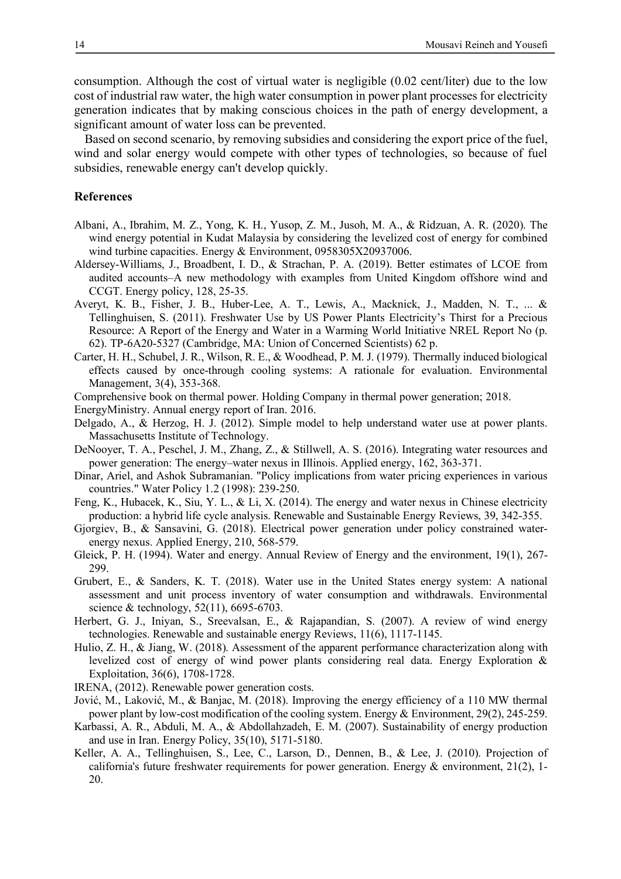consumption. Although the cost of virtual water is negligible (0.02 cent/liter) due to the low cost of industrial raw water, the high water consumption in power plant processes for electricity generation indicates that by making conscious choices in the path of energy development, a significant amount of water loss can be prevented.

Based on second scenario, by removing subsidies and considering the export price of the fuel, wind and solar energy would compete with other types of technologies, so because of fuel subsidies, renewable energy can't develop quickly.

## References

Albani, A., Ibrahim, M. Z., Yong, K. H., Yusop, Z. M., Jusoh, M. A., & Ridzuan, A. R. (2020). The wind energy potential in Kudat Malaysia by considering the levelized cost of energy for combined wind turbine capacities. Energy & Environment, 0958305X20937006.

Aldersey-Williams, J., Broadbent, I. D., & Strachan, P. A. (2019). Better estimates of LCOE from audited accounts–A new methodology with examples from United Kingdom offshore wind and CCGT. Energy policy, 128, 25-35.

Averyt, K. B., Fisher, J. B., Huber-Lee, A. T., Lewis, A., Macknick, J., Madden, N. T., ... & Tellinghuisen, S. (2011). Freshwater Use by US Power Plants Electricity's Thirst for a Precious Resource: A Report of the Energy and Water in a Warming World Initiative NREL Report No (p. 62). TP-6A20-5327 (Cambridge, MA: Union of Concerned Scientists) 62 p.

Carter, H. H., Schubel, J. R., Wilson, R. E., & Woodhead, P. M. J. (1979). Thermally induced biological effects caused by once-through cooling systems: A rationale for evaluation. Environmental Management, 3(4), 353-368.

Comprehensive book on thermal power. Holding Company in thermal power generation; 2018.

EnergyMinistry. Annual energy report of Iran. 2016.

Delgado, A., & Herzog, H. J. (2012). Simple model to help understand water use at power plants. Massachusetts Institute of Technology.

DeNooyer, T. A., Peschel, J. M., Zhang, Z., & Stillwell, A. S. (2016). Integrating water resources and power generation: The energy–water nexus in Illinois. Applied energy, 162, 363-371.

Dinar, Ariel, and Ashok Subramanian. "Policy implications from water pricing experiences in various countries." Water Policy 1.2 (1998): 239-250.

Feng, K., Hubacek, K., Siu, Y. L., & Li, X. (2014). The energy and water nexus in Chinese electricity production: a hybrid life cycle analysis. Renewable and Sustainable Energy Reviews, 39, 342-355.

Gjorgiev, B., & Sansavini, G. (2018). Electrical power generation under policy constrained water-energy nexus. Applied Energy, 210, 568-579.

Gleick, P. H. (1994). Water and energy. Annual Review of Energy and the environment, 19(1), 267-299.

Grubert, E., & Sanders, K. T. (2018). Water use in the United States energy system: A national assessment and unit process inventory of water consumption and withdrawals. Environmental science & technology, 52(11), 6695-6703.

Herbert, G. J., Iniyan, S., Sreevalsan, E., & Rajapandian, S. (2007). A review of wind energy technologies. Renewable and sustainable energy Reviews, 11(6), 1117-1145.

Hulio, Z. H., & Jiang, W. (2018). Assessment of the apparent performance characterization along with levelized cost of energy of wind power plants considering real data. Energy Exploration & Exploitation, 36(6), 1708-1728.

IRENA, (2012). Renewable power generation costs.

Jović, M., Laković, M., & Banjac, M. (2018). Improving the energy efficiency of a 110 MW thermal power plant by low-cost modification of the cooling system. Energy & Environment, 29(2), 245-259.

Karbassi, A. R., Abduli, M. A., & Abdollahzadeh, E. M. (2007). Sustainability of energy production and use in Iran. Energy Policy, 35(10), 5171-5180.

Keller, A. A., Tellinghuisen, S., Lee, C., Larson, D., Dennen, B., & Lee, J. (2010). Projection of california's future freshwater requirements for power generation. Energy & environment, 21(2), 1-20.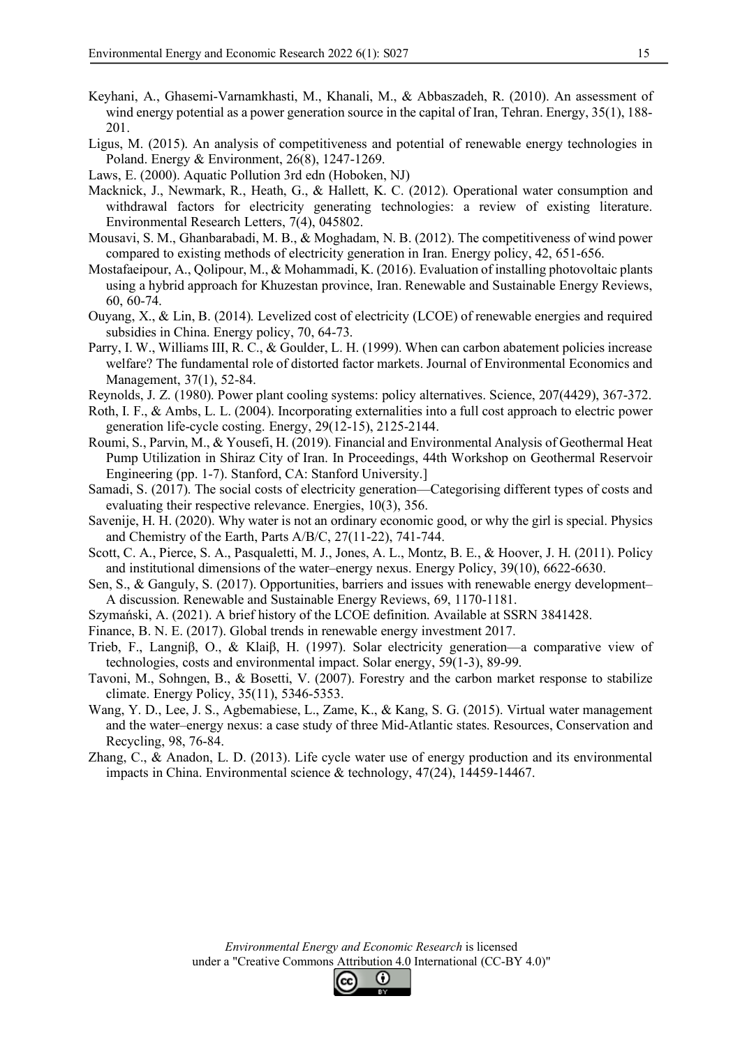Keyhani, A., Ghasemi-Varnamkhasti, M., Khanali, M., & Abbaszadeh, R. (2010). An assessment of wind energy potential as a power generation source in the capital of Iran, Tehran. Energy, 35(1), 188-201.

Ligus, M. (2015). An analysis of competitiveness and potential of renewable energy technologies in Poland. Energy & Environment, 26(8), 1247-1269.

Laws, E. (2000). Aquatic Pollution 3rd edn (Hoboken, NJ)

Macknick, J., Newmark, R., Heath, G., & Hallett, K. C. (2012). Operational water consumption and withdrawal factors for electricity generating technologies: a review of existing literature. Environmental Research Letters, 7(4), 045802.

Mousavi, S. M., Ghanbarabadi, M. B., & Moghadam, N. B. (2012). The competitiveness of wind power compared to existing methods of electricity generation in Iran. Energy policy, 42, 651-656.

Mostafaeipour, A., Qolipour, M., & Mohammadi, K. (2016). Evaluation of installing photovoltaic plants using a hybrid approach for Khuzestan province, Iran. Renewable and Sustainable Energy Reviews, 60, 60-74.

Ouyang, X., & Lin, B. (2014). Levelized cost of electricity (LCOE) of renewable energies and required subsidies in China. Energy policy, 70, 64-73.

Parry, I. W., Williams III, R. C., & Goulder, L. H. (1999). When can carbon abatement policies increase welfare? The fundamental role of distorted factor markets. Journal of Environmental Economics and Management, 37(1), 52-84.

Reynolds, J. Z. (1980). Power plant cooling systems: policy alternatives. Science, 207(4429), 367-372.

Roth, I. F., & Ambs, L. L. (2004). Incorporating externalities into a full cost approach to electric power generation life-cycle costing. Energy, 29(12-15), 2125-2144.

Roumi, S., Parvin, M., & Yousefi, H. (2019). Financial and Environmental Analysis of Geothermal Heat Pump Utilization in Shiraz City of Iran. In Proceedings, 44th Workshop on Geothermal Reservoir Engineering (pp. 1-7). Stanford, CA: Stanford University.]

Samadi, S. (2017). The social costs of electricity generation—Categorising different types of costs and evaluating their respective relevance. Energies, 10(3), 356.

Savenije, H. H. (2020). Why water is not an ordinary economic good, or why the girl is special. Physics and Chemistry of the Earth, Parts A/B/C, 27(11-22), 741-744.

Scott, C. A., Pierce, S. A., Pasqualetti, M. J., Jones, A. L., Montz, B. E., & Hoover, J. H. (2011). Policy and institutional dimensions of the water–energy nexus. Energy Policy, 39(10), 6622-6630.

Sen, S., & Ganguly, S. (2017). Opportunities, barriers and issues with renewable energy development–A discussion. Renewable and Sustainable Energy Reviews, 69, 1170-1181.

Szymański, A. (2021). A brief history of the LCOE definition. Available at SSRN 3841428.

Finance, B. N. E. (2017). Global trends in renewable energy investment 2017.

Trieb, F., Langniβ, O., & Klaiβ, H. (1997). Solar electricity generation—a comparative view of technologies, costs and environmental impact. Solar energy, 59(1-3), 89-99.

Tavoni, M., Sohngen, B., & Bosetti, V. (2007). Forestry and the carbon market response to stabilize climate. Energy Policy, 35(11), 5346-5353.

Wang, Y. D., Lee, J. S., Agbemabiese, L., Zame, K., & Kang, S. G. (2015). Virtual water management and the water–energy nexus: a case study of three Mid-Atlantic states. Resources, Conservation and Recycling, 98, 76-84.

Zhang, C., & Anadon, L. D. (2013). Life cycle water use of energy production and its environmental impacts in China. Environmental science & technology, 47(24), 14459-14467.

*Environmental Energy and Economic Research* is licensed under a "Creative Commons Attribution 4.0 International (CC-BY 4.0)"